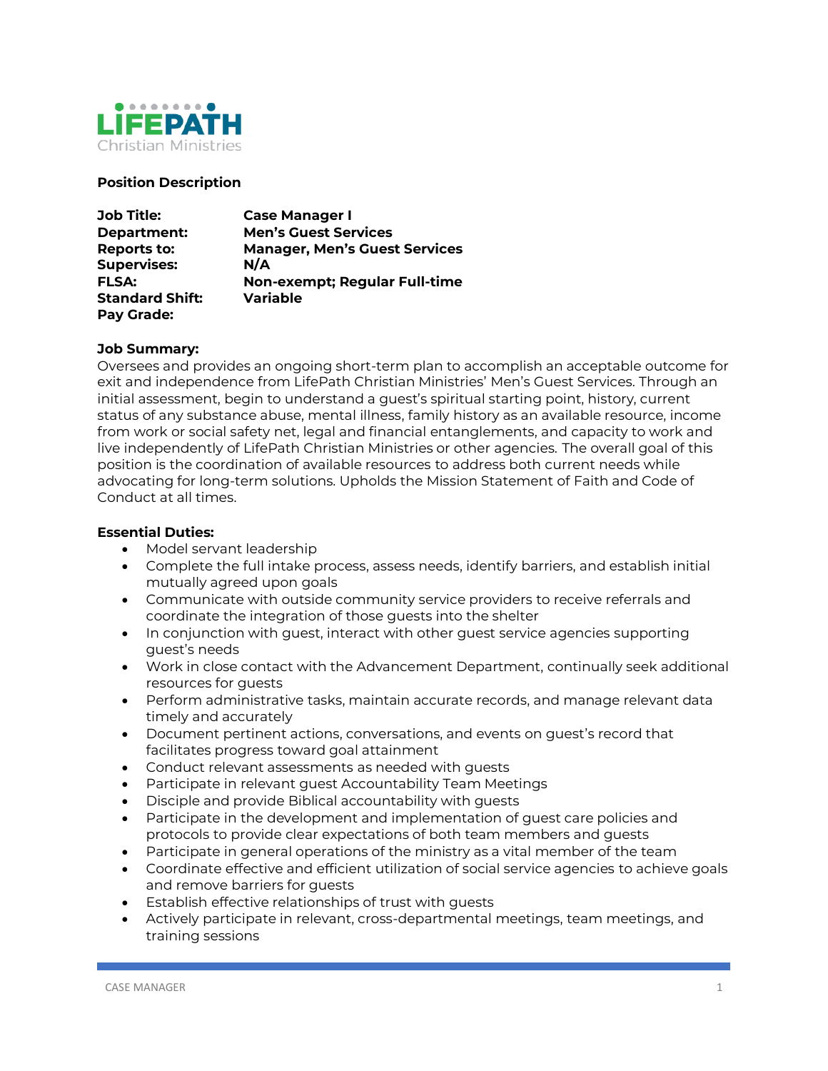LIFEPATH
Christian Ministries

**Position Description**

| | |
|---|---|
| **Job Title:** | **Case Manager I** |
| **Department:** | **Men's Guest Services** |
| **Reports to:** | **Manager, Men's Guest Services** |
| **Supervises:** | **N/A** |
| **FLSA:** | **Non-exempt; Regular Full-time** |
| **Standard Shift:** | **Variable** |
| **Pay Grade:** | |

**Job Summary:**
Oversees and provides an ongoing short-term plan to accomplish an acceptable outcome for exit and independence from LifePath Christian Ministries' Men's Guest Services. Through an initial assessment, begin to understand a guest's spiritual starting point, history, current status of any substance abuse, mental illness, family history as an available resource, income from work or social safety net, legal and financial entanglements, and capacity to work and live independently of LifePath Christian Ministries or other agencies. The overall goal of this position is the coordination of available resources to address both current needs while advocating for long-term solutions. Upholds the Mission Statement of Faith and Code of Conduct at all times.

**Essential Duties:**

- Model servant leadership
- Complete the full intake process, assess needs, identify barriers, and establish initial mutually agreed upon goals
- Communicate with outside community service providers to receive referrals and coordinate the integration of those guests into the shelter
- In conjunction with guest, interact with other guest service agencies supporting guest's needs
- Work in close contact with the Advancement Department, continually seek additional resources for guests
- Perform administrative tasks, maintain accurate records, and manage relevant data timely and accurately
- Document pertinent actions, conversations, and events on guest's record that facilitates progress toward goal attainment
- Conduct relevant assessments as needed with guests
- Participate in relevant guest Accountability Team Meetings
- Disciple and provide Biblical accountability with guests
- Participate in the development and implementation of guest care policies and protocols to provide clear expectations of both team members and guests
- Participate in general operations of the ministry as a vital member of the team
- Coordinate effective and efficient utilization of social service agencies to achieve goals and remove barriers for guests
- Establish effective relationships of trust with guests
- Actively participate in relevant, cross-departmental meetings, team meetings, and training sessions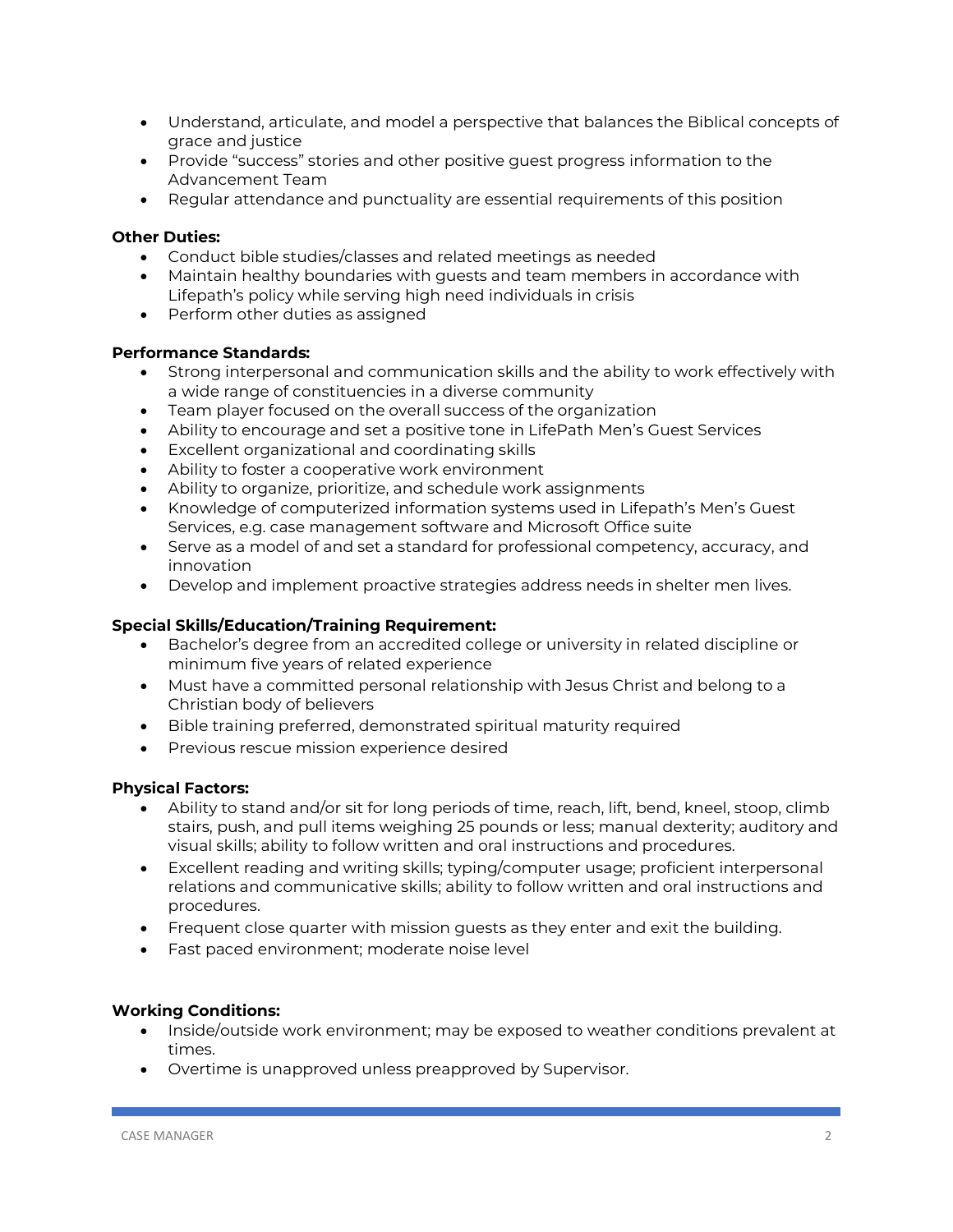- Understand, articulate, and model a perspective that balances the Biblical concepts of grace and justice
- Provide "success" stories and other positive guest progress information to the Advancement Team
- Regular attendance and punctuality are essential requirements of this position

**Other Duties:**

- Conduct bible studies/classes and related meetings as needed
- Maintain healthy boundaries with guests and team members in accordance with Lifepath's policy while serving high need individuals in crisis
- Perform other duties as assigned

**Performance Standards:**

- Strong interpersonal and communication skills and the ability to work effectively with a wide range of constituencies in a diverse community
- Team player focused on the overall success of the organization
- Ability to encourage and set a positive tone in LifePath Men's Guest Services
- Excellent organizational and coordinating skills
- Ability to foster a cooperative work environment
- Ability to organize, prioritize, and schedule work assignments
- Knowledge of computerized information systems used in Lifepath's Men's Guest Services, e.g. case management software and Microsoft Office suite
- Serve as a model of and set a standard for professional competency, accuracy, and innovation
- Develop and implement proactive strategies address needs in shelter men lives.

**Special Skills/Education/Training Requirement:**

- Bachelor's degree from an accredited college or university in related discipline or minimum five years of related experience
- Must have a committed personal relationship with Jesus Christ and belong to a Christian body of believers
- Bible training preferred, demonstrated spiritual maturity required
- Previous rescue mission experience desired

**Physical Factors:**

- Ability to stand and/or sit for long periods of time, reach, lift, bend, kneel, stoop, climb stairs, push, and pull items weighing 25 pounds or less; manual dexterity; auditory and visual skills; ability to follow written and oral instructions and procedures.
- Excellent reading and writing skills; typing/computer usage; proficient interpersonal relations and communicative skills; ability to follow written and oral instructions and procedures.
- Frequent close quarter with mission guests as they enter and exit the building.
- Fast paced environment; moderate noise level

**Working Conditions:**

- Inside/outside work environment; may be exposed to weather conditions prevalent at times.
- Overtime is unapproved unless preapproved by Supervisor.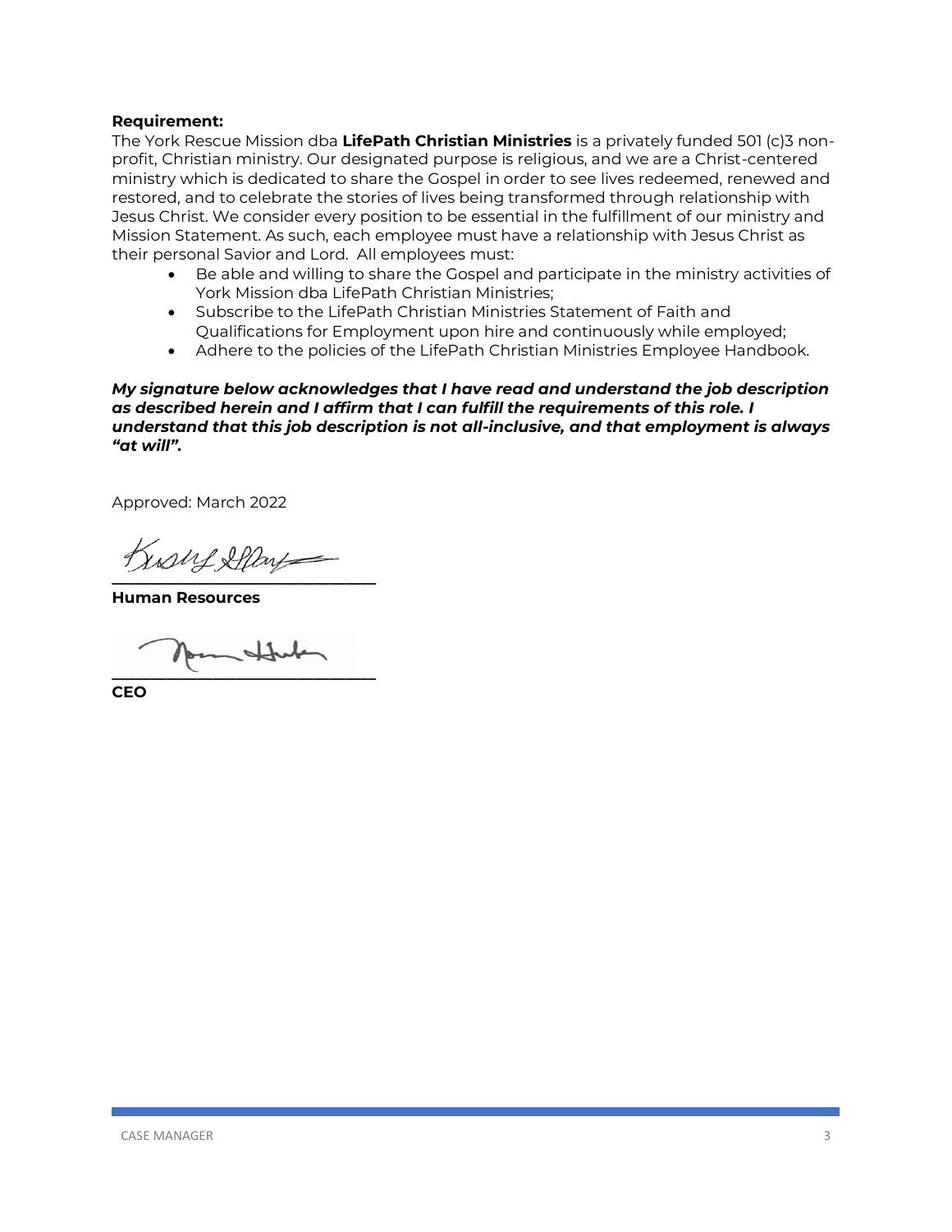**Requirement:**

The York Rescue Mission dba **LifePath Christian Ministries** is a privately funded 501 (c)3 non-profit, Christian ministry. Our designated purpose is religious, and we are a Christ-centered ministry which is dedicated to share the Gospel in order to see lives redeemed, renewed and restored, and to celebrate the stories of lives being transformed through relationship with Jesus Christ. We consider every position to be essential in the fulfillment of our ministry and Mission Statement. As such, each employee must have a relationship with Jesus Christ as their personal Savior and Lord. All employees must:

- Be able and willing to share the Gospel and participate in the ministry activities of York Mission dba LifePath Christian Ministries;
- Subscribe to the LifePath Christian Ministries Statement of Faith and Qualifications for Employment upon hire and continuously while employed;
- Adhere to the policies of the LifePath Christian Ministries Employee Handbook.

***My signature below acknowledges that I have read and understand the job description as described herein and I affirm that I can fulfill the requirements of this role. I understand that this job description is not all-inclusive, and that employment is always "at will".***

Approved: March 2022

______________________________

**Human Resources**

______________________________

**CEO**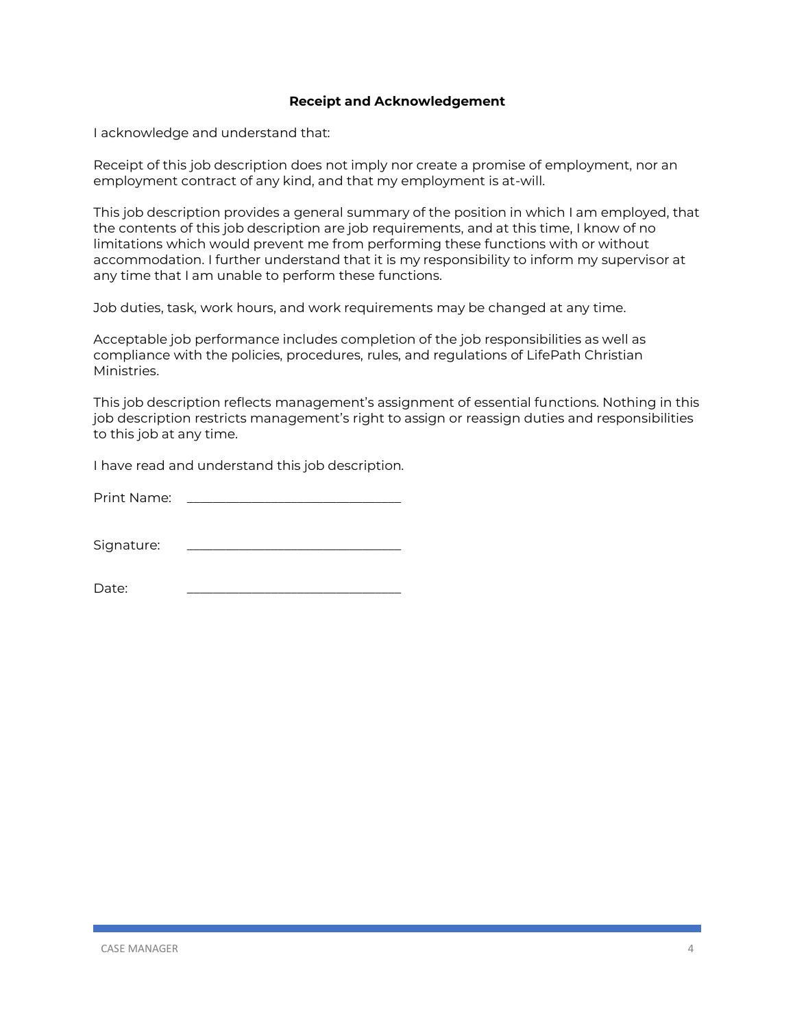**Receipt and Acknowledgement**

I acknowledge and understand that:

Receipt of this job description does not imply nor create a promise of employment, nor an employment contract of any kind, and that my employment is at-will.

This job description provides a general summary of the position in which I am employed, that the contents of this job description are job requirements, and at this time, I know of no limitations which would prevent me from performing these functions with or without accommodation. I further understand that it is my responsibility to inform my supervisor at any time that I am unable to perform these functions.

Job duties, task, work hours, and work requirements may be changed at any time.

Acceptable job performance includes completion of the job responsibilities as well as compliance with the policies, procedures, rules, and regulations of LifePath Christian Ministries.

This job description reflects management's assignment of essential functions. Nothing in this job description restricts management's right to assign or reassign duties and responsibilities to this job at any time.

I have read and understand this job description.

Print Name: ______________________________

Signature: ______________________________

Date: ______________________________